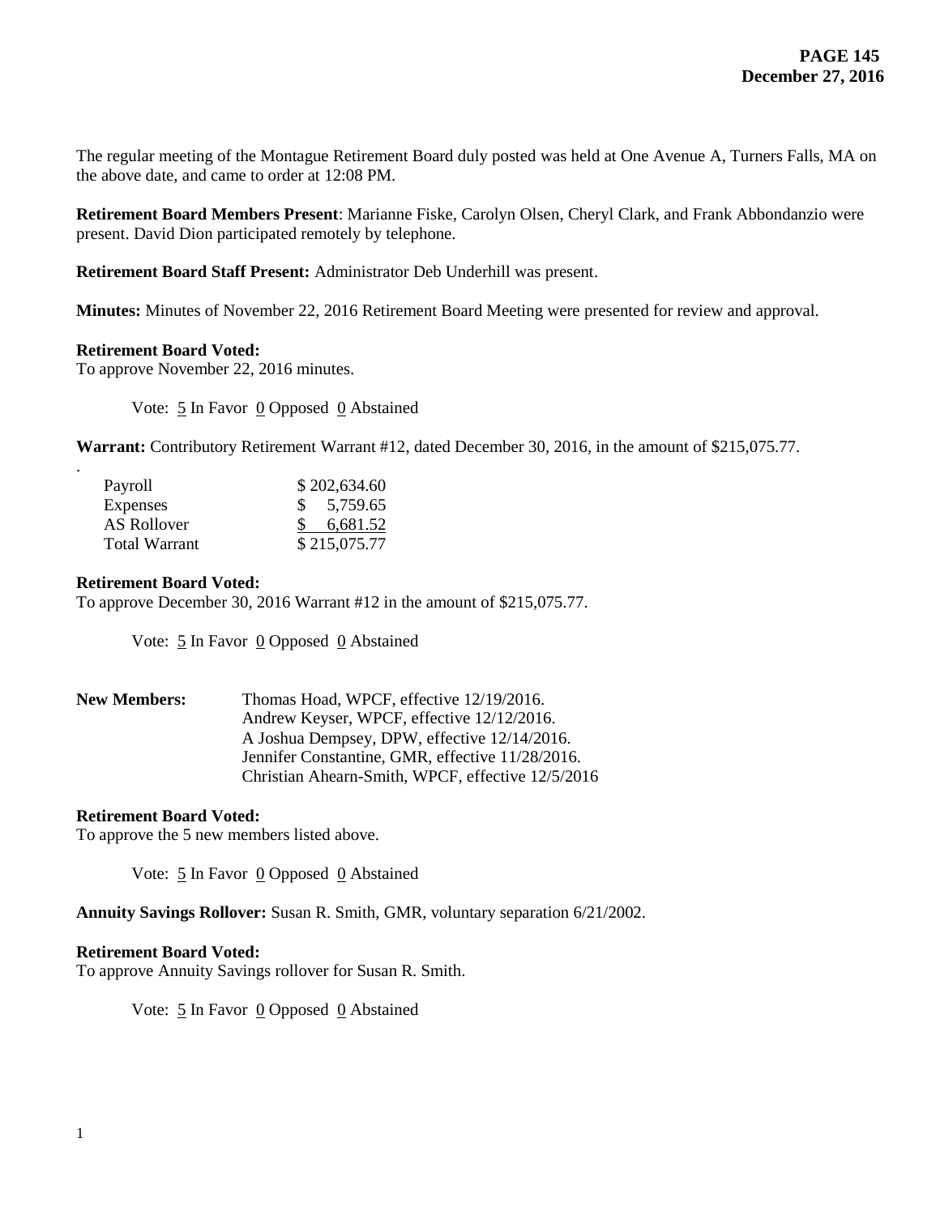The regular meeting of the Montague Retirement Board duly posted was held at One Avenue A, Turners Falls, MA on the above date, and came to order at 12:08 PM.

**Retirement Board Members Present**: Marianne Fiske, Carolyn Olsen, Cheryl Clark, and Frank Abbondanzio were present. David Dion participated remotely by telephone.

**Retirement Board Staff Present:** Administrator Deb Underhill was present.

**Minutes:** Minutes of November 22, 2016 Retirement Board Meeting were presented for review and approval.

**Retirement Board Voted:**
To approve November 22, 2016 minutes.

Vote: 5 In Favor 0 Opposed 0 Abstained

**Warrant:** Contributory Retirement Warrant #12, dated December 30, 2016, in the amount of $215,075.77.

| | |
|---|---|
| Payroll | $ 202,634.60 |
| Expenses | $ 5,759.65 |
| AS Rollover | $ 6,681.52 |
| Total Warrant | $ 215,075.77 |

**Retirement Board Voted:**
To approve December 30, 2016 Warrant #12 in the amount of $215,075.77.

Vote: 5 In Favor 0 Opposed 0 Abstained

**New Members:**
Thomas Hoad, WPCF, effective 12/19/2016.
Andrew Keyser, WPCF, effective 12/12/2016.
A Joshua Dempsey, DPW, effective 12/14/2016.
Jennifer Constantine, GMR, effective 11/28/2016.
Christian Ahearn-Smith, WPCF, effective 12/5/2016

**Retirement Board Voted:**
To approve the 5 new members listed above.

Vote: 5 In Favor 0 Opposed 0 Abstained

**Annuity Savings Rollover:** Susan R. Smith, GMR, voluntary separation 6/21/2002.

**Retirement Board Voted:**
To approve Annuity Savings rollover for Susan R. Smith.

Vote: 5 In Favor 0 Opposed 0 Abstained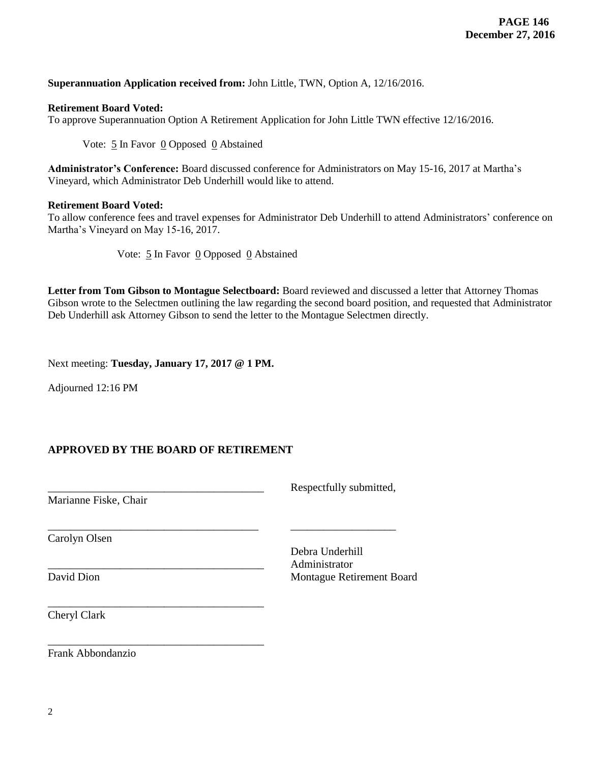**Superannuation Application received from:** John Little, TWN, Option A, 12/16/2016.

**Retirement Board Voted:**
To approve Superannuation Option A Retirement Application for John Little TWN effective 12/16/2016.

Vote: 5 In Favor 0 Opposed 0 Abstained

**Administrator's Conference:** Board discussed conference for Administrators on May 15-16, 2017 at Martha's Vineyard, which Administrator Deb Underhill would like to attend.

**Retirement Board Voted:**
To allow conference fees and travel expenses for Administrator Deb Underhill to attend Administrators' conference on Martha's Vineyard on May 15-16, 2017.

Vote: 5 In Favor 0 Opposed 0 Abstained

**Letter from Tom Gibson to Montague Selectboard:** Board reviewed and discussed a letter that Attorney Thomas Gibson wrote to the Selectmen outlining the law regarding the second board position, and requested that Administrator Deb Underhill ask Attorney Gibson to send the letter to the Montague Selectmen directly.

Next meeting: **Tuesday, January 17, 2017 @ 1 PM.**

Adjourned 12:16 PM

**APPROVED BY THE BOARD OF RETIREMENT**

_______________________________________
Marianne Fiske, Chair

_______________________________________
Carolyn Olsen

_______________________________________
David Dion

_______________________________________
Cheryl Clark

_______________________________________
Frank Abbondanzio

Respectfully submitted,

___________________
Debra Underhill
Administrator
Montague Retirement Board